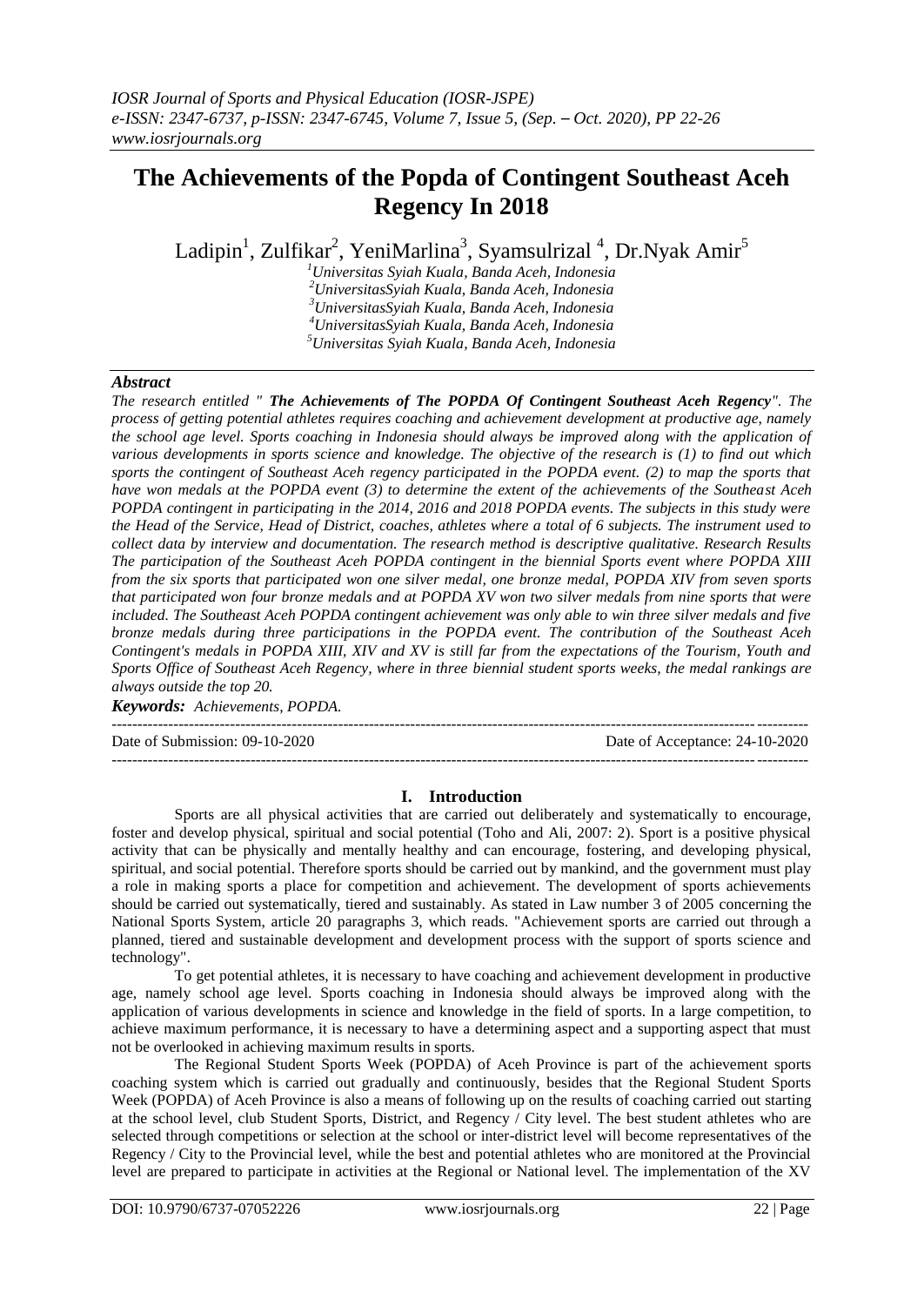# The Achievements of the Popda of Contingent Southeast Aceh Regency In 2018

Ladipin[1], Zulfikar[2], YeniMarlina[3], Syamsulrizal [4], Dr.Nyak Amir[5]

[1]Universitas Syiah Kuala, Banda Aceh, Indonesia
[2]UniversitasSyiah Kuala, Banda Aceh, Indonesia
[3]UniversitasSyiah Kuala, Banda Aceh, Indonesia
[4]UniversitasSyiah Kuala, Banda Aceh, Indonesia
[5]Universitas Syiah Kuala, Banda Aceh, Indonesia

### *Abstract*

*The research entitled " **The Achievements of The POPDA Of Contingent Southeast Aceh Regency**". The process of getting potential athletes requires coaching and achievement development at productive age, namely the school age level. Sports coaching in Indonesia should always be improved along with the application of various developments in sports science and knowledge. The objective of the research is (1) to find out which sports the contingent of Southeast Aceh regency participated in the POPDA event. (2) to map the sports that have won medals at the POPDA event (3) to determine the extent of the achievements of the Southeast Aceh POPDA contingent in participating in the 2014, 2016 and 2018 POPDA events. The subjects in this study were the Head of the Service, Head of District, coaches, athletes where a total of 6 subjects. The instrument used to collect data by interview and documentation. The research method is descriptive qualitative. Research Results The participation of the Southeast Aceh POPDA contingent in the biennial Sports event where POPDA XIII from the six sports that participated won one silver medal, one bronze medal, POPDA XIV from seven sports that participated won four bronze medals and at POPDA XV won two silver medals from nine sports that were included. The Southeast Aceh POPDA contingent achievement was only able to win three silver medals and five bronze medals during three participations in the POPDA event. The contribution of the Southeast Aceh Contingent's medals in POPDA XIII, XIV and XV is still far from the expectations of the Tourism, Youth and Sports Office of Southeast Aceh Regency, where in three biennial student sports weeks, the medal rankings are always outside the top 20.*

***Keywords:*** *Achievements, POPDA.*

---

Date of Submission: 09-10-2020 Date of Acceptance: 24-10-2020

---

## I. Introduction

Sports are all physical activities that are carried out deliberately and systematically to encourage, foster and develop physical, spiritual and social potential (Toho and Ali, 2007: 2). Sport is a positive physical activity that can be physically and mentally healthy and can encourage, fostering, and developing physical, spiritual, and social potential. Therefore sports should be carried out by mankind, and the government must play a role in making sports a place for competition and achievement. The development of sports achievements should be carried out systematically, tiered and sustainably. As stated in Law number 3 of 2005 concerning the National Sports System, article 20 paragraphs 3, which reads. "Achievement sports are carried out through a planned, tiered and sustainable development and development process with the support of sports science and technology".

To get potential athletes, it is necessary to have coaching and achievement development in productive age, namely school age level. Sports coaching in Indonesia should always be improved along with the application of various developments in science and knowledge in the field of sports. In a large competition, to achieve maximum performance, it is necessary to have a determining aspect and a supporting aspect that must not be overlooked in achieving maximum results in sports.

The Regional Student Sports Week (POPDA) of Aceh Province is part of the achievement sports coaching system which is carried out gradually and continuously, besides that the Regional Student Sports Week (POPDA) of Aceh Province is also a means of following up on the results of coaching carried out starting at the school level, club Student Sports, District, and Regency / City level. The best student athletes who are selected through competitions or selection at the school or inter-district level will become representatives of the Regency / City to the Provincial level, while the best and potential athletes who are monitored at the Provincial level are prepared to participate in activities at the Regional or National level. The implementation of the XV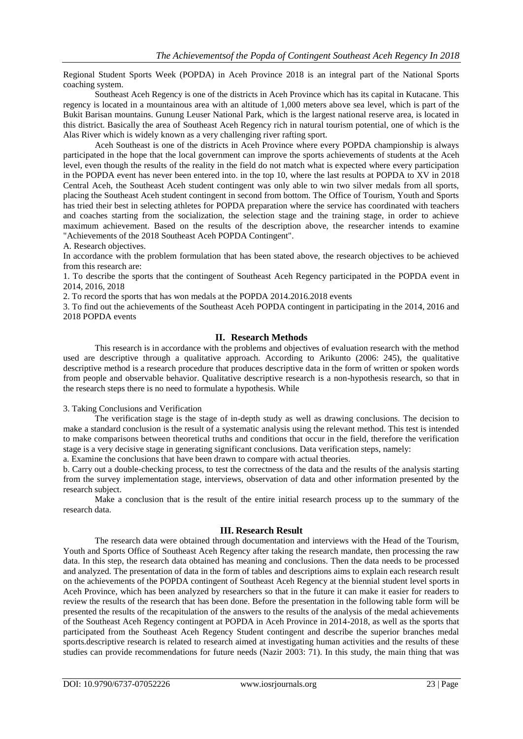Regional Student Sports Week (POPDA) in Aceh Province 2018 is an integral part of the National Sports coaching system.

Southeast Aceh Regency is one of the districts in Aceh Province which has its capital in Kutacane. This regency is located in a mountainous area with an altitude of 1,000 meters above sea level, which is part of the Bukit Barisan mountains. Gunung Leuser National Park, which is the largest national reserve area, is located in this district. Basically the area of Southeast Aceh Regency rich in natural tourism potential, one of which is the Alas River which is widely known as a very challenging river rafting sport.

Aceh Southeast is one of the districts in Aceh Province where every POPDA championship is always participated in the hope that the local government can improve the sports achievements of students at the Aceh level, even though the results of the reality in the field do not match what is expected where every participation in the POPDA event has never been entered into. in the top 10, where the last results at POPDA to XV in 2018 Central Aceh, the Southeast Aceh student contingent was only able to win two silver medals from all sports, placing the Southeast Aceh student contingent in second from bottom. The Office of Tourism, Youth and Sports has tried their best in selecting athletes for POPDA preparation where the service has coordinated with teachers and coaches starting from the socialization, the selection stage and the training stage, in order to achieve maximum achievement. Based on the results of the description above, the researcher intends to examine "Achievements of the 2018 Southeast Aceh POPDA Contingent".

A. Research objectives.

In accordance with the problem formulation that has been stated above, the research objectives to be achieved from this research are:

1. To describe the sports that the contingent of Southeast Aceh Regency participated in the POPDA event in 2014, 2016, 2018
2. To record the sports that has won medals at the POPDA 2014.2016.2018 events
3. To find out the achievements of the Southeast Aceh POPDA contingent in participating in the 2014, 2016 and 2018 POPDA events

## II. Research Methods

This research is in accordance with the problems and objectives of evaluation research with the method used are descriptive through a qualitative approach. According to Arikunto (2006: 245), the qualitative descriptive method is a research procedure that produces descriptive data in the form of written or spoken words from people and observable behavior. Qualitative descriptive research is a non-hypothesis research, so that in the research steps there is no need to formulate a hypothesis. While

3. Taking Conclusions and Verification

The verification stage is the stage of in-depth study as well as drawing conclusions. The decision to make a standard conclusion is the result of a systematic analysis using the relevant method. This test is intended to make comparisons between theoretical truths and conditions that occur in the field, therefore the verification stage is a very decisive stage in generating significant conclusions. Data verification steps, namely:

a. Examine the conclusions that have been drawn to compare with actual theories.

b. Carry out a double-checking process, to test the correctness of the data and the results of the analysis starting from the survey implementation stage, interviews, observation of data and other information presented by the research subject.

Make a conclusion that is the result of the entire initial research process up to the summary of the research data.

## III. Research Result

The research data were obtained through documentation and interviews with the Head of the Tourism, Youth and Sports Office of Southeast Aceh Regency after taking the research mandate, then processing the raw data. In this step, the research data obtained has meaning and conclusions. Then the data needs to be processed and analyzed. The presentation of data in the form of tables and descriptions aims to explain each research result on the achievements of the POPDA contingent of Southeast Aceh Regency at the biennial student level sports in Aceh Province, which has been analyzed by researchers so that in the future it can make it easier for readers to review the results of the research that has been done. Before the presentation in the following table form will be presented the results of the recapitulation of the answers to the results of the analysis of the medal achievements of the Southeast Aceh Regency contingent at POPDA in Aceh Province in 2014-2018, as well as the sports that participated from the Southeast Aceh Regency Student contingent and describe the superior branches medal sports.descriptive research is related to research aimed at investigating human activities and the results of these studies can provide recommendations for future needs (Nazir 2003: 71). In this study, the main thing that was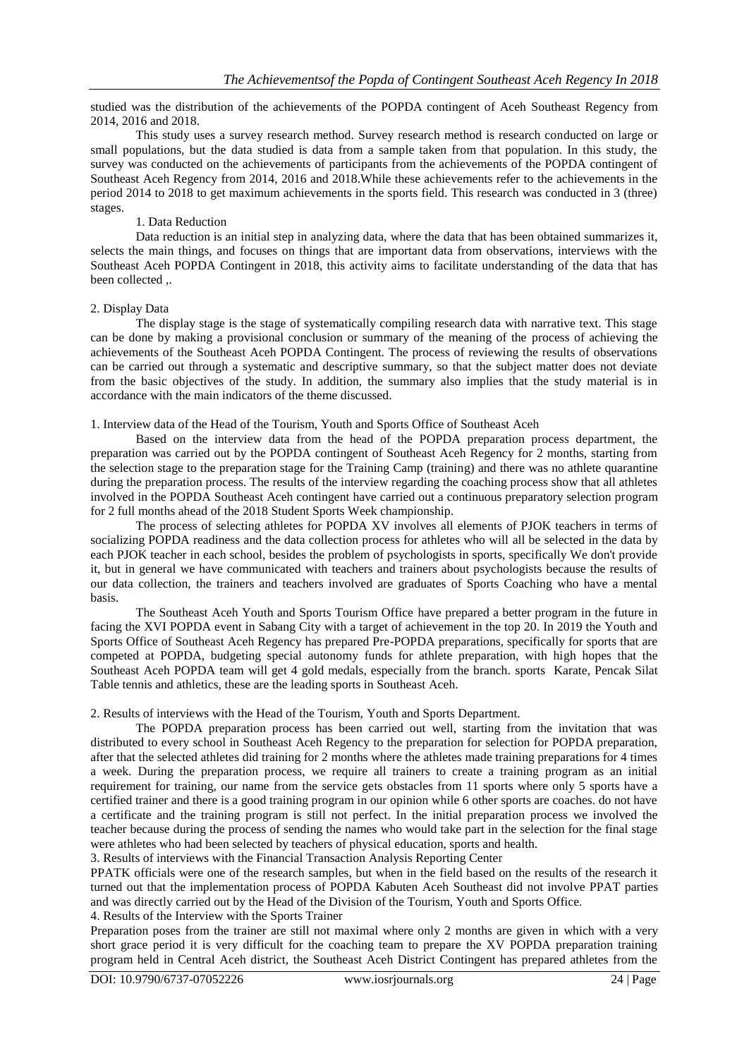studied was the distribution of the achievements of the POPDA contingent of Aceh Southeast Regency from 2014, 2016 and 2018.

This study uses a survey research method. Survey research method is research conducted on large or small populations, but the data studied is data from a sample taken from that population. In this study, the survey was conducted on the achievements of participants from the achievements of the POPDA contingent of Southeast Aceh Regency from 2014, 2016 and 2018.While these achievements refer to the achievements in the period 2014 to 2018 to get maximum achievements in the sports field. This research was conducted in 3 (three) stages.

1. Data Reduction

Data reduction is an initial step in analyzing data, where the data that has been obtained summarizes it, selects the main things, and focuses on things that are important data from observations, interviews with the Southeast Aceh POPDA Contingent in 2018, this activity aims to facilitate understanding of the data that has been collected ,.

2. Display Data

The display stage is the stage of systematically compiling research data with narrative text. This stage can be done by making a provisional conclusion or summary of the meaning of the process of achieving the achievements of the Southeast Aceh POPDA Contingent. The process of reviewing the results of observations can be carried out through a systematic and descriptive summary, so that the subject matter does not deviate from the basic objectives of the study. In addition, the summary also implies that the study material is in accordance with the main indicators of the theme discussed.

1. Interview data of the Head of the Tourism, Youth and Sports Office of Southeast Aceh

Based on the interview data from the head of the POPDA preparation process department, the preparation was carried out by the POPDA contingent of Southeast Aceh Regency for 2 months, starting from the selection stage to the preparation stage for the Training Camp (training) and there was no athlete quarantine during the preparation process. The results of the interview regarding the coaching process show that all athletes involved in the POPDA Southeast Aceh contingent have carried out a continuous preparatory selection program for 2 full months ahead of the 2018 Student Sports Week championship.

The process of selecting athletes for POPDA XV involves all elements of PJOK teachers in terms of socializing POPDA readiness and the data collection process for athletes who will all be selected in the data by each PJOK teacher in each school, besides the problem of psychologists in sports, specifically We don't provide it, but in general we have communicated with teachers and trainers about psychologists because the results of our data collection, the trainers and teachers involved are graduates of Sports Coaching who have a mental basis.

The Southeast Aceh Youth and Sports Tourism Office have prepared a better program in the future in facing the XVI POPDA event in Sabang City with a target of achievement in the top 20. In 2019 the Youth and Sports Office of Southeast Aceh Regency has prepared Pre-POPDA preparations, specifically for sports that are competed at POPDA, budgeting special autonomy funds for athlete preparation, with high hopes that the Southeast Aceh POPDA team will get 4 gold medals, especially from the branch. sports Karate, Pencak Silat Table tennis and athletics, these are the leading sports in Southeast Aceh.

2. Results of interviews with the Head of the Tourism, Youth and Sports Department.

The POPDA preparation process has been carried out well, starting from the invitation that was distributed to every school in Southeast Aceh Regency to the preparation for selection for POPDA preparation, after that the selected athletes did training for 2 months where the athletes made training preparations for 4 times a week. During the preparation process, we require all trainers to create a training program as an initial requirement for training, our name from the service gets obstacles from 11 sports where only 5 sports have a certified trainer and there is a good training program in our opinion while 6 other sports are coaches. do not have a certificate and the training program is still not perfect. In the initial preparation process we involved the teacher because during the process of sending the names who would take part in the selection for the final stage were athletes who had been selected by teachers of physical education, sports and health.

3. Results of interviews with the Financial Transaction Analysis Reporting Center

PPATK officials were one of the research samples, but when in the field based on the results of the research it turned out that the implementation process of POPDA Kabuten Aceh Southeast did not involve PPAT parties and was directly carried out by the Head of the Division of the Tourism, Youth and Sports Office.

4. Results of the Interview with the Sports Trainer

Preparation poses from the trainer are still not maximal where only 2 months are given in which with a very short grace period it is very difficult for the coaching team to prepare the XV POPDA preparation training program held in Central Aceh district, the Southeast Aceh District Contingent has prepared athletes from the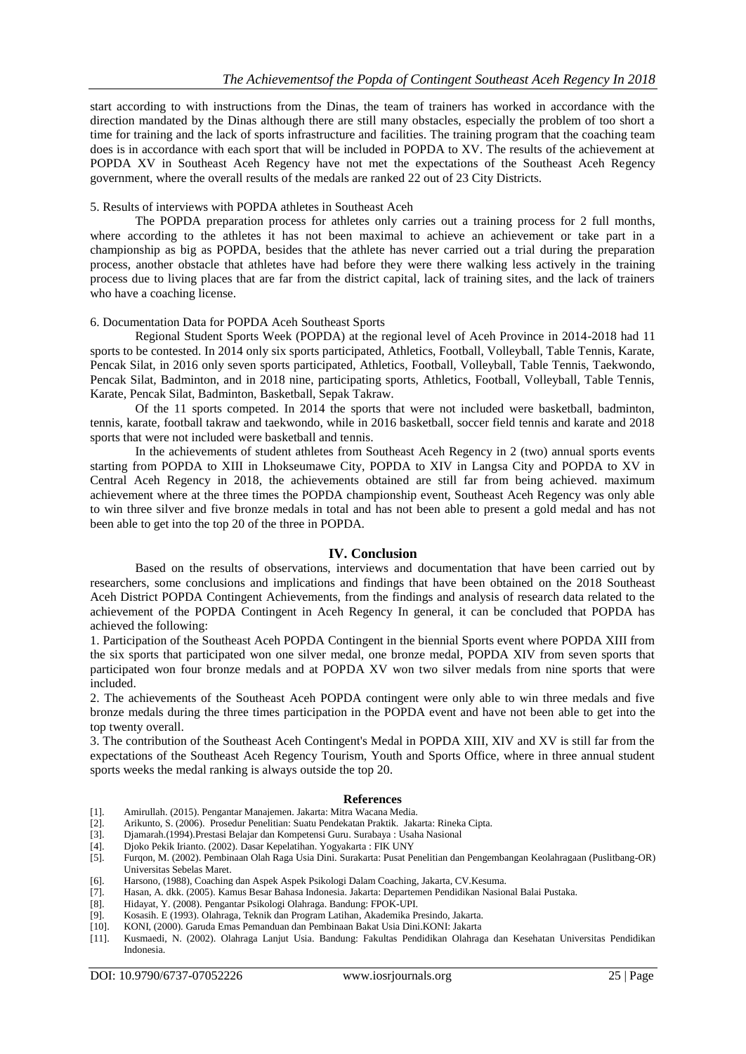start according to with instructions from the Dinas, the team of trainers has worked in accordance with the direction mandated by the Dinas although there are still many obstacles, especially the problem of too short a time for training and the lack of sports infrastructure and facilities. The training program that the coaching team does is in accordance with each sport that will be included in POPDA to XV. The results of the achievement at POPDA XV in Southeast Aceh Regency have not met the expectations of the Southeast Aceh Regency government, where the overall results of the medals are ranked 22 out of 23 City Districts.

5. Results of interviews with POPDA athletes in Southeast Aceh

The POPDA preparation process for athletes only carries out a training process for 2 full months, where according to the athletes it has not been maximal to achieve an achievement or take part in a championship as big as POPDA, besides that the athlete has never carried out a trial during the preparation process, another obstacle that athletes have had before they were there walking less actively in the training process due to living places that are far from the district capital, lack of training sites, and the lack of trainers who have a coaching license.

6. Documentation Data for POPDA Aceh Southeast Sports

Regional Student Sports Week (POPDA) at the regional level of Aceh Province in 2014-2018 had 11 sports to be contested. In 2014 only six sports participated, Athletics, Football, Volleyball, Table Tennis, Karate, Pencak Silat, in 2016 only seven sports participated, Athletics, Football, Volleyball, Table Tennis, Taekwondo, Pencak Silat, Badminton, and in 2018 nine, participating sports, Athletics, Football, Volleyball, Table Tennis, Karate, Pencak Silat, Badminton, Basketball, Sepak Takraw.

Of the 11 sports competed. In 2014 the sports that were not included were basketball, badminton, tennis, karate, football takraw and taekwondo, while in 2016 basketball, soccer field tennis and karate and 2018 sports that were not included were basketball and tennis.

In the achievements of student athletes from Southeast Aceh Regency in 2 (two) annual sports events starting from POPDA to XIII in Lhokseumawe City, POPDA to XIV in Langsa City and POPDA to XV in Central Aceh Regency in 2018, the achievements obtained are still far from being achieved. maximum achievement where at the three times the POPDA championship event, Southeast Aceh Regency was only able to win three silver and five bronze medals in total and has not been able to present a gold medal and has not been able to get into the top 20 of the three in POPDA.

## IV. Conclusion

Based on the results of observations, interviews and documentation that have been carried out by researchers, some conclusions and implications and findings that have been obtained on the 2018 Southeast Aceh District POPDA Contingent Achievements, from the findings and analysis of research data related to the achievement of the POPDA Contingent in Aceh Regency In general, it can be concluded that POPDA has achieved the following:

1. Participation of the Southeast Aceh POPDA Contingent in the biennial Sports event where POPDA XIII from the six sports that participated won one silver medal, one bronze medal, POPDA XIV from seven sports that participated won four bronze medals and at POPDA XV won two silver medals from nine sports that were included.
2. The achievements of the Southeast Aceh POPDA contingent were only able to win three medals and five bronze medals during the three times participation in the POPDA event and have not been able to get into the top twenty overall.
3. The contribution of the Southeast Aceh Contingent's Medal in POPDA XIII, XIV and XV is still far from the expectations of the Southeast Aceh Regency Tourism, Youth and Sports Office, where in three annual student sports weeks the medal ranking is always outside the top 20.

## References

- [1]. Amirullah. (2015). Pengantar Manajemen. Jakarta: Mitra Wacana Media.
- [2]. Arikunto, S. (2006). Prosedur Penelitian: Suatu Pendekatan Praktik. Jakarta: Rineka Cipta.
- [3]. Djamarah.(1994).Prestasi Belajar dan Kompetensi Guru. Surabaya : Usaha Nasional
- [4]. Djoko Pekik Irianto. (2002). Dasar Kepelatihan. Yogyakarta : FIK UNY
- [5]. Furqon, M. (2002). Pembinaan Olah Raga Usia Dini. Surakarta: Pusat Penelitian dan Pengembangan Keolahragaan (Puslitbang-OR) Universitas Sebelas Maret.
- [6]. Harsono, (1988), Coaching dan Aspek Aspek Psikologi Dalam Coaching, Jakarta, CV.Kesuma.
- [7]. Hasan, A. dkk. (2005). Kamus Besar Bahasa Indonesia. Jakarta: Departemen Pendidikan Nasional Balai Pustaka.
- [8]. Hidayat, Y. (2008). Pengantar Psikologi Olahraga. Bandung: FPOK-UPI.
- [9]. Kosasih. E (1993). Olahraga, Teknik dan Program Latihan, Akademika Presindo, Jakarta.
- [10]. KONI, (2000). Garuda Emas Pemanduan dan Pembinaan Bakat Usia Dini.KONI: Jakarta
- [11]. Kusmaedi, N. (2002). Olahraga Lanjut Usia. Bandung: Fakultas Pendidikan Olahraga dan Kesehatan Universitas Pendidikan Indonesia.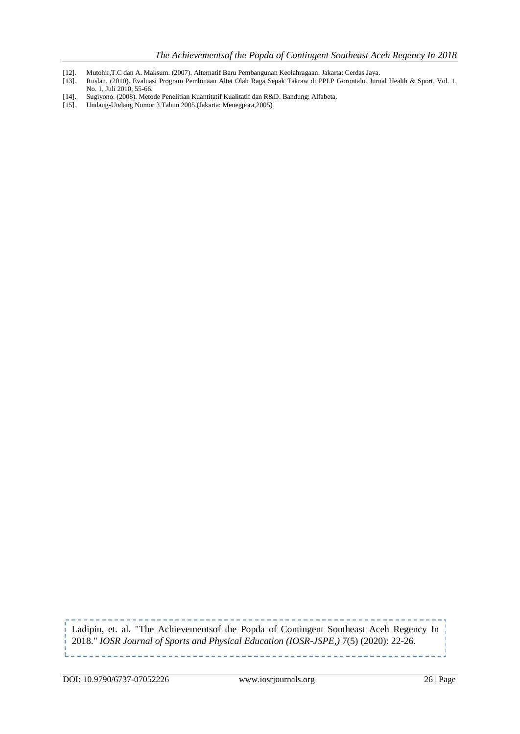[12]. Mutohir,T.C dan A. Maksum. (2007). Alternatif Baru Pembangunan Keolahragaan. Jakarta: Cerdas Jaya.

[13]. Ruslan. (2010). Evaluasi Program Pembinaan Altet Olah Raga Sepak Takraw di PPLP Gorontalo. Jurnal Health & Sport, Vol. 1, No. 1, Juli 2010, 55-66.

[14]. Sugiyono. (2008). Metode Penelitian Kuantitatif Kualitatif dan R&D. Bandung: Alfabeta.

[15]. Undang-Undang Nomor 3 Tahun 2005,(Jakarta: Menegpora,2005)

Ladipin, et. al. "The Achievementsof the Popda of Contingent Southeast Aceh Regency In 2018." *IOSR Journal of Sports and Physical Education (IOSR-JSPE,)* 7(5) (2020): 22-26.